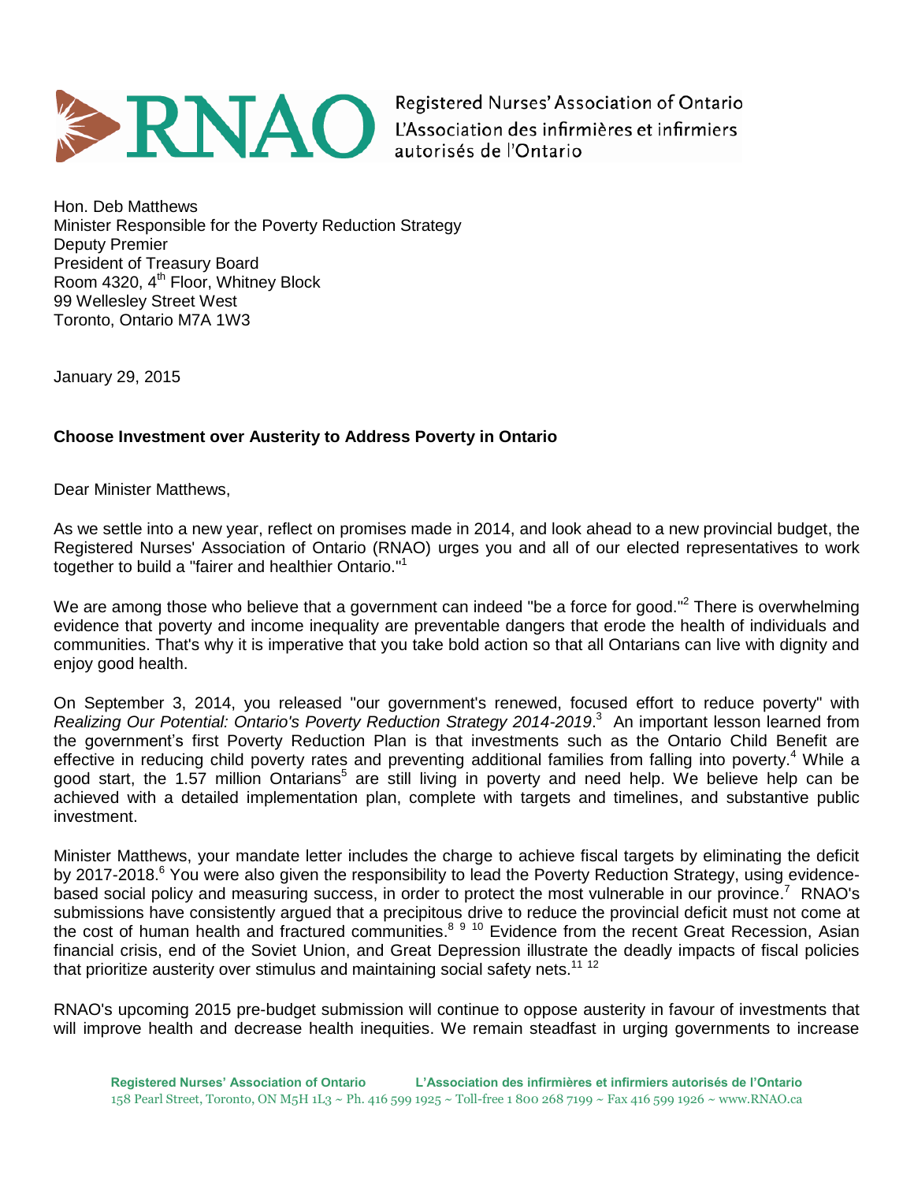Registered Nurses' Association of Ontario
L'Association des infirmières et infirmiers autorisés de l'Ontario

Hon. Deb Matthews
Minister Responsible for the Poverty Reduction Strategy
Deputy Premier
President of Treasury Board
Room 4320, 4th Floor, Whitney Block
99 Wellesley Street West
Toronto, Ontario M7A 1W3

January 29, 2015

**Choose Investment over Austerity to Address Poverty in Ontario**

Dear Minister Matthews,

As we settle into a new year, reflect on promises made in 2014, and look ahead to a new provincial budget, the Registered Nurses' Association of Ontario (RNAO) urges you and all of our elected representatives to work together to build a "fairer and healthier Ontario."[1]

We are among those who believe that a government can indeed "be a force for good."[2] There is overwhelming evidence that poverty and income inequality are preventable dangers that erode the health of individuals and communities. That's why it is imperative that you take bold action so that all Ontarians can live with dignity and enjoy good health.

On September 3, 2014, you released "our government's renewed, focused effort to reduce poverty" with *Realizing Our Potential: Ontario's Poverty Reduction Strategy 2014-2019*.[3] An important lesson learned from the government's first Poverty Reduction Plan is that investments such as the Ontario Child Benefit are effective in reducing child poverty rates and preventing additional families from falling into poverty.[4] While a good start, the 1.57 million Ontarians[5] are still living in poverty and need help. We believe help can be achieved with a detailed implementation plan, complete with targets and timelines, and substantive public investment.

Minister Matthews, your mandate letter includes the charge to achieve fiscal targets by eliminating the deficit by 2017-2018.[6] You were also given the responsibility to lead the Poverty Reduction Strategy, using evidence-based social policy and measuring success, in order to protect the most vulnerable in our province.[7] RNAO's submissions have consistently argued that a precipitous drive to reduce the provincial deficit must not come at the cost of human health and fractured communities.[8] [9] [10] Evidence from the recent Great Recession, Asian financial crisis, end of the Soviet Union, and Great Depression illustrate the deadly impacts of fiscal policies that prioritize austerity over stimulus and maintaining social safety nets.[11] [12]

RNAO's upcoming 2015 pre-budget submission will continue to oppose austerity in favour of investments that will improve health and decrease health inequities. We remain steadfast in urging governments to increase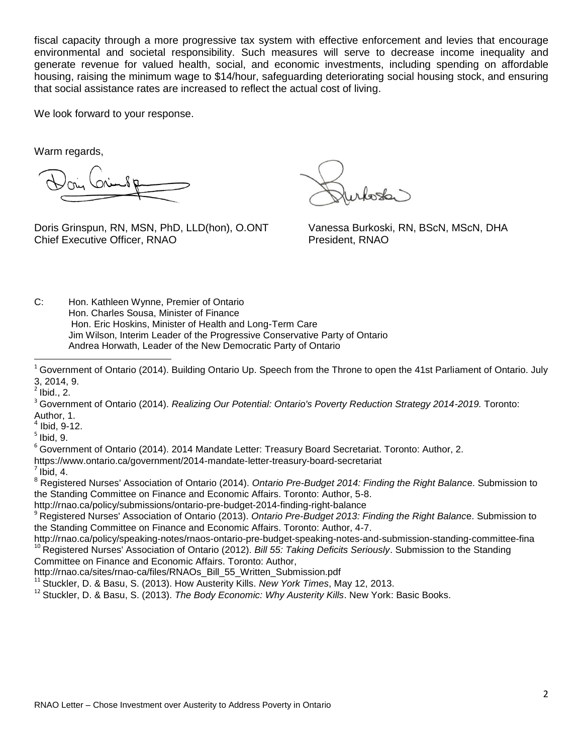fiscal capacity through a more progressive tax system with effective enforcement and levies that encourage environmental and societal responsibility. Such measures will serve to decrease income inequality and generate revenue for valued health, social, and economic investments, including spending on affordable housing, raising the minimum wage to $14/hour, safeguarding deteriorating social housing stock, and ensuring that social assistance rates are increased to reflect the actual cost of living.

We look forward to your response.

Warm regards,

Doris Grinspun, RN, MSN, PhD, LLD(hon), O.ONT
Chief Executive Officer, RNAO

Vanessa Burkoski, RN, BScN, MScN, DHA
President, RNAO

C: Hon. Kathleen Wynne, Premier of Ontario
Hon. Charles Sousa, Minister of Finance
Hon. Eric Hoskins, Minister of Health and Long-Term Care
Jim Wilson, Interim Leader of the Progressive Conservative Party of Ontario
Andrea Horwath, Leader of the New Democratic Party of Ontario

---

[1] Government of Ontario (2014). Building Ontario Up. Speech from the Throne to open the 41st Parliament of Ontario. July 3, 2014, 9.

[2] Ibid., 2.

[3] Government of Ontario (2014). *Realizing Our Potential: Ontario's Poverty Reduction Strategy 2014-2019.* Toronto: Author, 1.

[4] Ibid, 9-12.

[5] Ibid, 9.

[6] Government of Ontario (2014). 2014 Mandate Letter: Treasury Board Secretariat. Toronto: Author, 2. https://www.ontario.ca/government/2014-mandate-letter-treasury-board-secretariat

[7] Ibid, 4.

[8] Registered Nurses' Association of Ontario (2014). *Ontario Pre-Budget 2014: Finding the Right Balance*. Submission to the Standing Committee on Finance and Economic Affairs. Toronto: Author, 5-8. http://rnao.ca/policy/submissions/ontario-pre-budget-2014-finding-right-balance

[9] Registered Nurses' Association of Ontario (2013). *Ontario Pre-Budget 2013: Finding the Right Balance*. Submission to the Standing Committee on Finance and Economic Affairs. Toronto: Author, 4-7. http://rnao.ca/policy/speaking-notes/rnaos-ontario-pre-budget-speaking-notes-and-submission-standing-committee-fina

[10] Registered Nurses' Association of Ontario (2012). *Bill 55: Taking Deficits Seriously*. Submission to the Standing Committee on Finance and Economic Affairs. Toronto: Author, http://rnao.ca/sites/rnao-ca/files/RNAOs_Bill_55_Written_Submission.pdf

[11] Stuckler, D. & Basu, S. (2013). How Austerity Kills. *New York Times*, May 12, 2013.

[12] Stuckler, D. & Basu, S. (2013). *The Body Economic: Why Austerity Kills*. New York: Basic Books.